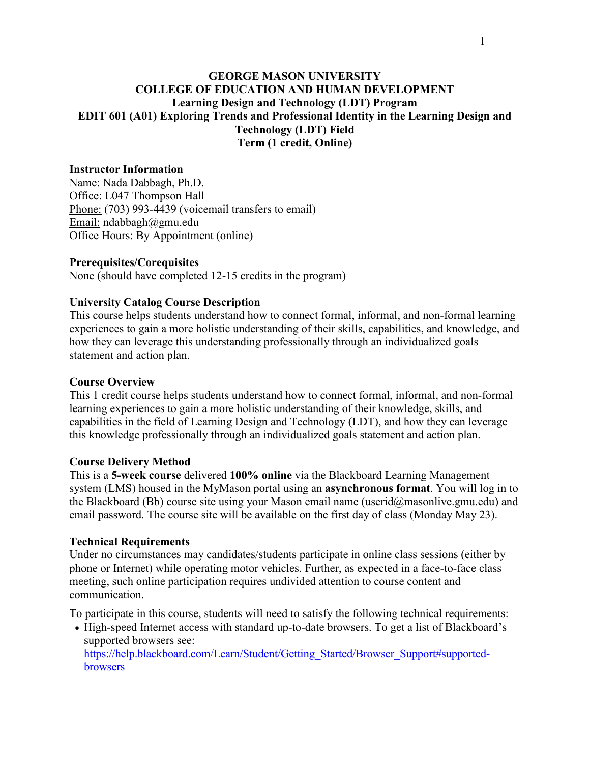# GEORGE MASON UNIVERSITY
# COLLEGE OF EDUCATION AND HUMAN DEVELOPMENT
## Learning Design and Technology (LDT) Program
## EDIT 601 (A01) Exploring Trends and Professional Identity in the Learning Design and Technology (LDT) Field
## Term (1 credit, Online)

### Instructor Information

Name: Nada Dabbagh, Ph.D.
Office: L047 Thompson Hall
Phone: (703) 993-4439 (voicemail transfers to email)
Email: ndabbagh@gmu.edu
Office Hours: By Appointment (online)

### Prerequisites/Corequisites

None (should have completed 12-15 credits in the program)

### University Catalog Course Description

This course helps students understand how to connect formal, informal, and non-formal learning experiences to gain a more holistic understanding of their skills, capabilities, and knowledge, and how they can leverage this understanding professionally through an individualized goals statement and action plan.

### Course Overview

This 1 credit course helps students understand how to connect formal, informal, and non-formal learning experiences to gain a more holistic understanding of their knowledge, skills, and capabilities in the field of Learning Design and Technology (LDT), and how they can leverage this knowledge professionally through an individualized goals statement and action plan.

### Course Delivery Method

This is a **5-week course** delivered **100% online** via the Blackboard Learning Management system (LMS) housed in the MyMason portal using an **asynchronous format**. You will log in to the Blackboard (Bb) course site using your Mason email name (userid@masonlive.gmu.edu) and email password. The course site will be available on the first day of class (Monday May 23).

### Technical Requirements

Under no circumstances may candidates/students participate in online class sessions (either by phone or Internet) while operating motor vehicles. Further, as expected in a face-to-face class meeting, such online participation requires undivided attention to course content and communication.

To participate in this course, students will need to satisfy the following technical requirements:

- High-speed Internet access with standard up-to-date browsers. To get a list of Blackboard's supported browsers see: https://help.blackboard.com/Learn/Student/Getting_Started/Browser_Support#supported-browsers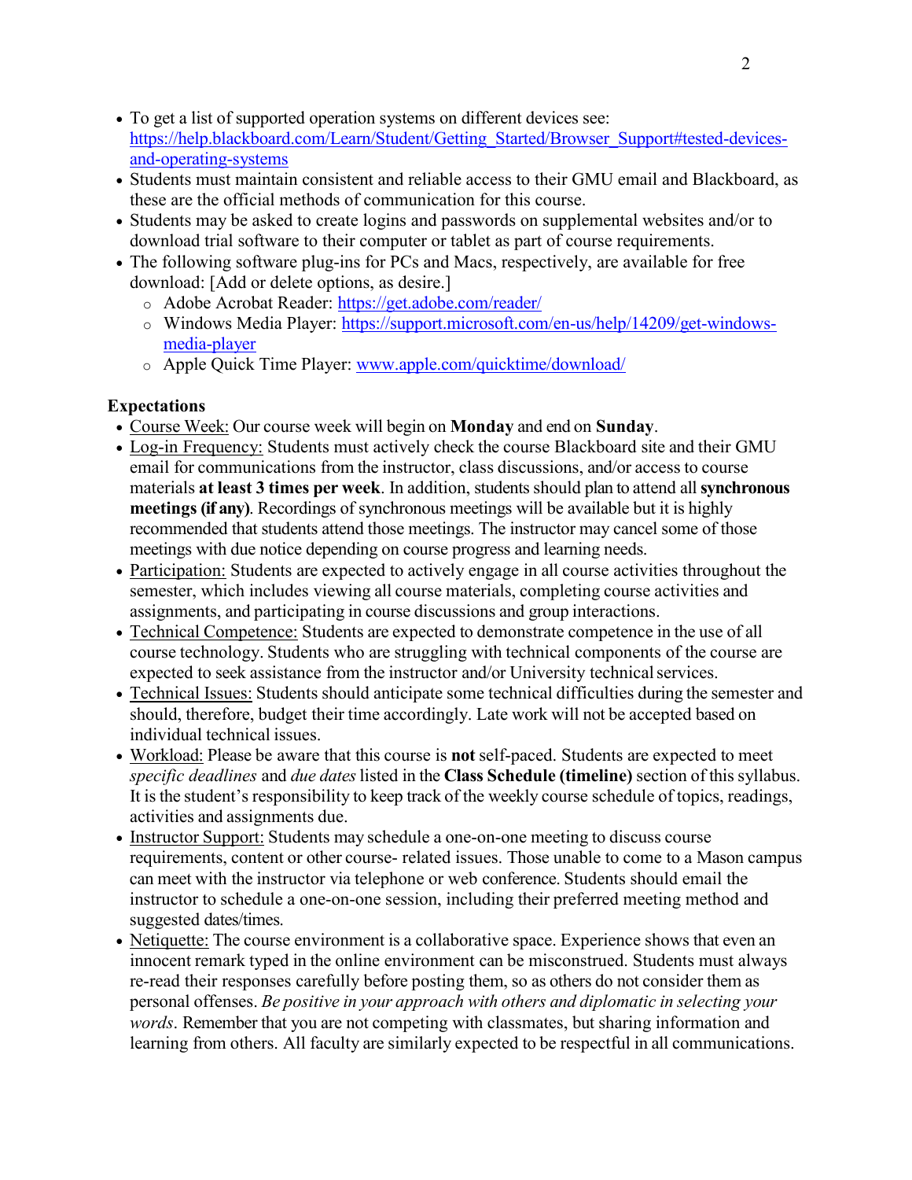- To get a list of supported operation systems on different devices see: [https://help.blackboard.com/Learn/Student/Getting_Started/Browser_Support#tested-devices-and-operating-systems](https://help.blackboard.com/Learn/Student/Getting_Started/Browser_Support#tested-devices-and-operating-systems)
- Students must maintain consistent and reliable access to their GMU email and Blackboard, as these are the official methods of communication for this course.
- Students may be asked to create logins and passwords on supplemental websites and/or to download trial software to their computer or tablet as part of course requirements.
- The following software plug-ins for PCs and Macs, respectively, are available for free download: [Add or delete options, as desire.]
    - Adobe Acrobat Reader: [https://get.adobe.com/reader/](https://get.adobe.com/reader/)
    - Windows Media Player: [https://support.microsoft.com/en-us/help/14209/get-windows-media-player](https://support.microsoft.com/en-us/help/14209/get-windows-media-player)
    - Apple Quick Time Player: [www.apple.com/quicktime/download/](www.apple.com/quicktime/download/)

**Expectations**

- Course Week: Our course week will begin on **Monday** and end on **Sunday**.
- Log-in Frequency: Students must actively check the course Blackboard site and their GMU email for communications from the instructor, class discussions, and/or access to course materials **at least 3 times per week**. In addition, students should plan to attend all **synchronous meetings (if any)**. Recordings of synchronous meetings will be available but it is highly recommended that students attend those meetings. The instructor may cancel some of those meetings with due notice depending on course progress and learning needs.
- Participation: Students are expected to actively engage in all course activities throughout the semester, which includes viewing all course materials, completing course activities and assignments, and participating in course discussions and group interactions.
- Technical Competence: Students are expected to demonstrate competence in the use of all course technology. Students who are struggling with technical components of the course are expected to seek assistance from the instructor and/or University technical services.
- Technical Issues: Students should anticipate some technical difficulties during the semester and should, therefore, budget their time accordingly. Late work will not be accepted based on individual technical issues.
- Workload: Please be aware that this course is **not** self-paced. Students are expected to meet *specific deadlines* and *due dates* listed in the **Class Schedule (timeline)** section of this syllabus. It is the student's responsibility to keep track of the weekly course schedule of topics, readings, activities and assignments due.
- Instructor Support: Students may schedule a one-on-one meeting to discuss course requirements, content or other course- related issues. Those unable to come to a Mason campus can meet with the instructor via telephone or web conference. Students should email the instructor to schedule a one-on-one session, including their preferred meeting method and suggested dates/times.
- Netiquette: The course environment is a collaborative space. Experience shows that even an innocent remark typed in the online environment can be misconstrued. Students must always re-read their responses carefully before posting them, so as others do not consider them as personal offenses. *Be positive in your approach with others and diplomatic in selecting your words*. Remember that you are not competing with classmates, but sharing information and learning from others. All faculty are similarly expected to be respectful in all communications.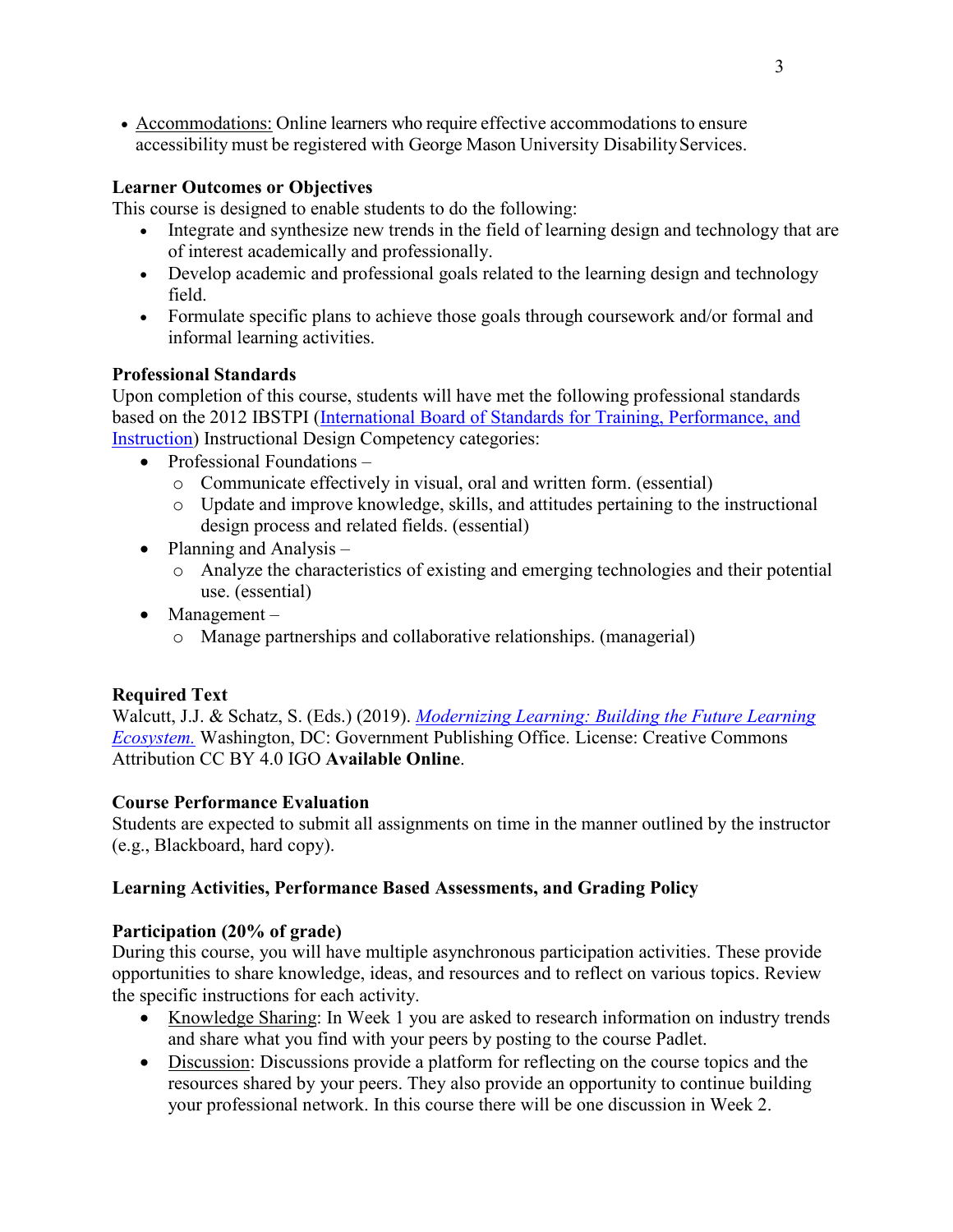- Accommodations: Online learners who require effective accommodations to ensure accessibility must be registered with George Mason University Disability Services.

**Learner Outcomes or Objectives**

This course is designed to enable students to do the following:

- Integrate and synthesize new trends in the field of learning design and technology that are of interest academically and professionally.
- Develop academic and professional goals related to the learning design and technology field.
- Formulate specific plans to achieve those goals through coursework and/or formal and informal learning activities.

**Professional Standards**

Upon completion of this course, students will have met the following professional standards based on the 2012 IBSTPI (International Board of Standards for Training, Performance, and Instruction) Instructional Design Competency categories:

- Professional Foundations –
  - Communicate effectively in visual, oral and written form. (essential)
  - Update and improve knowledge, skills, and attitudes pertaining to the instructional design process and related fields. (essential)
- Planning and Analysis –
  - Analyze the characteristics of existing and emerging technologies and their potential use. (essential)
- Management –
  - Manage partnerships and collaborative relationships. (managerial)

**Required Text**

Walcutt, J.J. & Schatz, S. (Eds.) (2019). *Modernizing Learning: Building the Future Learning Ecosystem.* Washington, DC: Government Publishing Office. License: Creative Commons Attribution CC BY 4.0 IGO **Available Online**.

**Course Performance Evaluation**

Students are expected to submit all assignments on time in the manner outlined by the instructor (e.g., Blackboard, hard copy).

**Learning Activities, Performance Based Assessments, and Grading Policy**

**Participation (20% of grade)**

During this course, you will have multiple asynchronous participation activities. These provide opportunities to share knowledge, ideas, and resources and to reflect on various topics. Review the specific instructions for each activity.

- Knowledge Sharing: In Week 1 you are asked to research information on industry trends and share what you find with your peers by posting to the course Padlet.
- Discussion: Discussions provide a platform for reflecting on the course topics and the resources shared by your peers. They also provide an opportunity to continue building your professional network. In this course there will be one discussion in Week 2.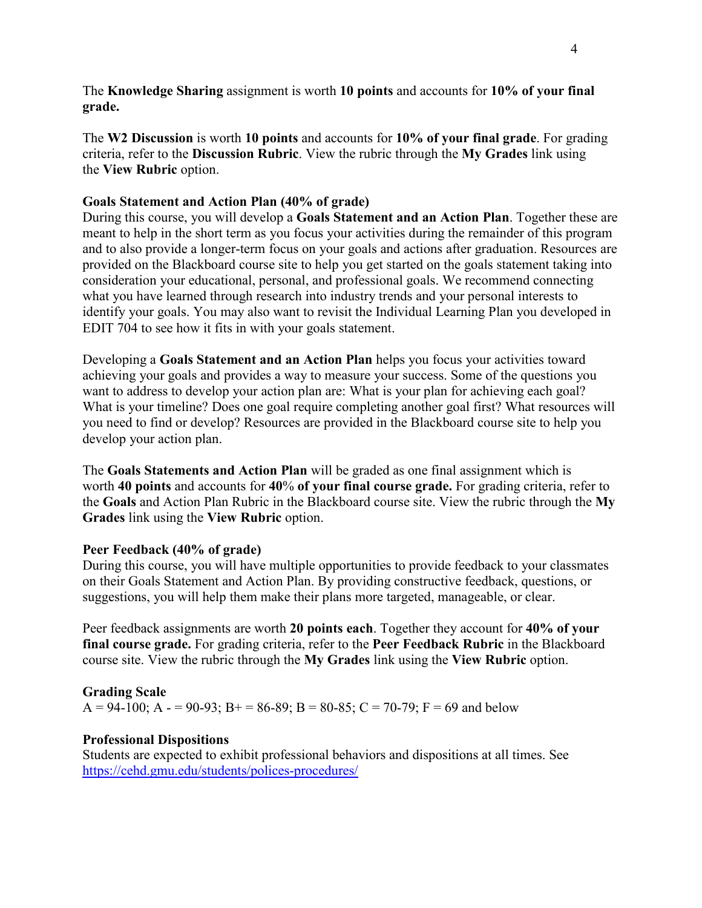The **Knowledge Sharing** assignment is worth **10 points** and accounts for **10% of your final grade.**

The **W2 Discussion** is worth **10 points** and accounts for **10% of your final grade**. For grading criteria, refer to the **Discussion Rubric**. View the rubric through the **My Grades** link using the **View Rubric** option.

**Goals Statement and Action Plan (40% of grade)**

During this course, you will develop a **Goals Statement and an Action Plan**. Together these are meant to help in the short term as you focus your activities during the remainder of this program and to also provide a longer-term focus on your goals and actions after graduation. Resources are provided on the Blackboard course site to help you get started on the goals statement taking into consideration your educational, personal, and professional goals. We recommend connecting what you have learned through research into industry trends and your personal interests to identify your goals. You may also want to revisit the Individual Learning Plan you developed in EDIT 704 to see how it fits in with your goals statement.

Developing a **Goals Statement and an Action Plan** helps you focus your activities toward achieving your goals and provides a way to measure your success. Some of the questions you want to address to develop your action plan are: What is your plan for achieving each goal? What is your timeline? Does one goal require completing another goal first? What resources will you need to find or develop? Resources are provided in the Blackboard course site to help you develop your action plan.

The **Goals Statements and Action Plan** will be graded as one final assignment which is worth **40 points** and accounts for **40% of your final course grade.** For grading criteria, refer to the **Goals** and Action Plan Rubric in the Blackboard course site. View the rubric through the **My Grades** link using the **View Rubric** option.

**Peer Feedback (40% of grade)**

During this course, you will have multiple opportunities to provide feedback to your classmates on their Goals Statement and Action Plan. By providing constructive feedback, questions, or suggestions, you will help them make their plans more targeted, manageable, or clear.

Peer feedback assignments are worth **20 points each**. Together they account for **40% of your final course grade.** For grading criteria, refer to the **Peer Feedback Rubric** in the Blackboard course site. View the rubric through the **My Grades** link using the **View Rubric** option.

**Grading Scale**

A = 94-100; A - = 90-93; B+ = 86-89; B = 80-85; C = 70-79; F = 69 and below

**Professional Dispositions**

Students are expected to exhibit professional behaviors and dispositions at all times. See https://cehd.gmu.edu/students/polices-procedures/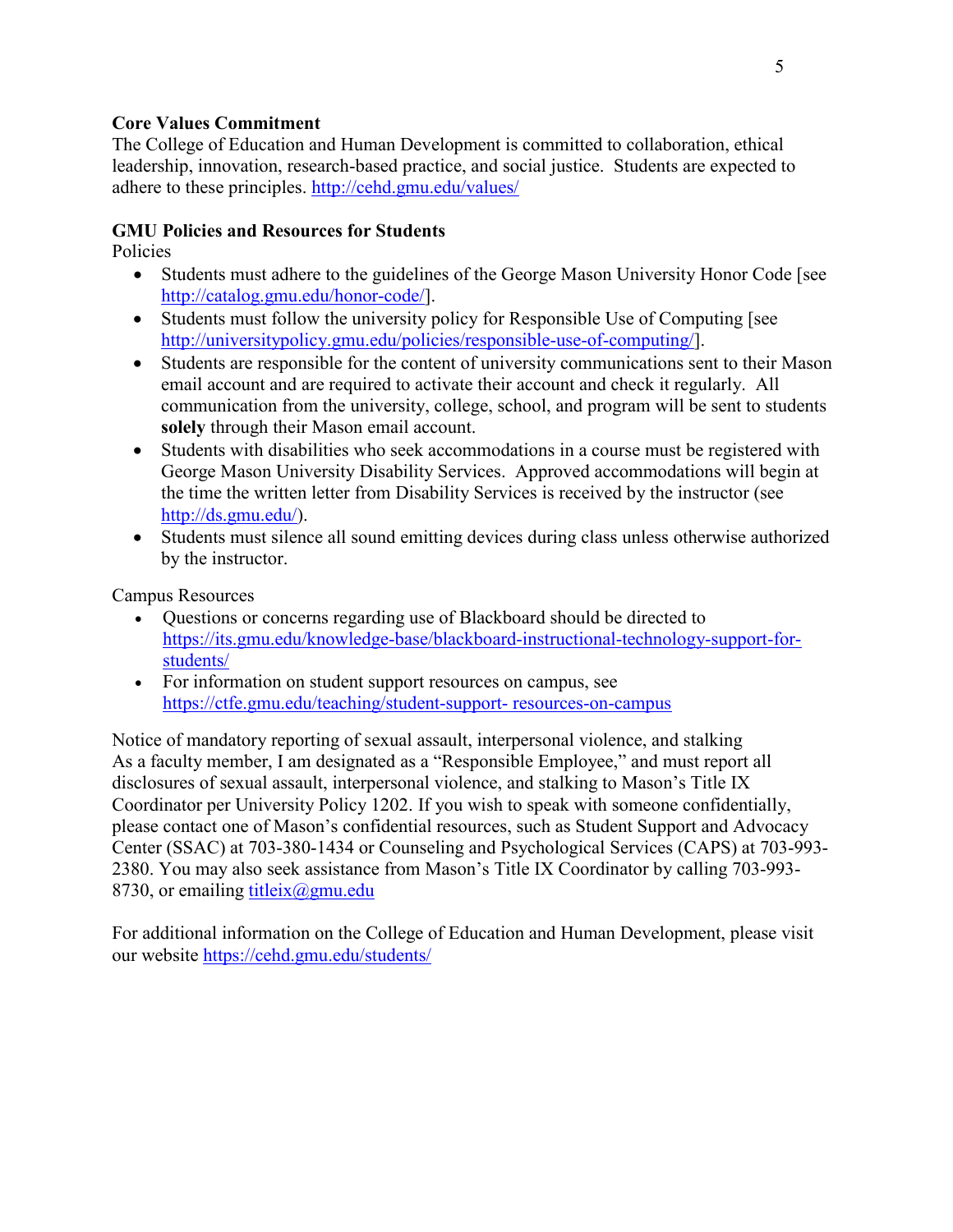**Core Values Commitment**

The College of Education and Human Development is committed to collaboration, ethical leadership, innovation, research-based practice, and social justice. Students are expected to adhere to these principles. http://cehd.gmu.edu/values/

**GMU Policies and Resources for Students**

Policies

- Students must adhere to the guidelines of the George Mason University Honor Code [see http://catalog.gmu.edu/honor-code/].
- Students must follow the university policy for Responsible Use of Computing [see http://universitypolicy.gmu.edu/policies/responsible-use-of-computing/].
- Students are responsible for the content of university communications sent to their Mason email account and are required to activate their account and check it regularly. All communication from the university, college, school, and program will be sent to students **solely** through their Mason email account.
- Students with disabilities who seek accommodations in a course must be registered with George Mason University Disability Services. Approved accommodations will begin at the time the written letter from Disability Services is received by the instructor (see http://ds.gmu.edu/).
- Students must silence all sound emitting devices during class unless otherwise authorized by the instructor.

Campus Resources

- Questions or concerns regarding use of Blackboard should be directed to https://its.gmu.edu/knowledge-base/blackboard-instructional-technology-support-for-students/
- For information on student support resources on campus, see https://ctfe.gmu.edu/teaching/student-support- resources-on-campus

Notice of mandatory reporting of sexual assault, interpersonal violence, and stalking
As a faculty member, I am designated as a "Responsible Employee," and must report all disclosures of sexual assault, interpersonal violence, and stalking to Mason's Title IX Coordinator per University Policy 1202. If you wish to speak with someone confidentially, please contact one of Mason's confidential resources, such as Student Support and Advocacy Center (SSAC) at 703-380-1434 or Counseling and Psychological Services (CAPS) at 703-993-2380. You may also seek assistance from Mason's Title IX Coordinator by calling 703-993-8730, or emailing titleix@gmu.edu

For additional information on the College of Education and Human Development, please visit our website https://cehd.gmu.edu/students/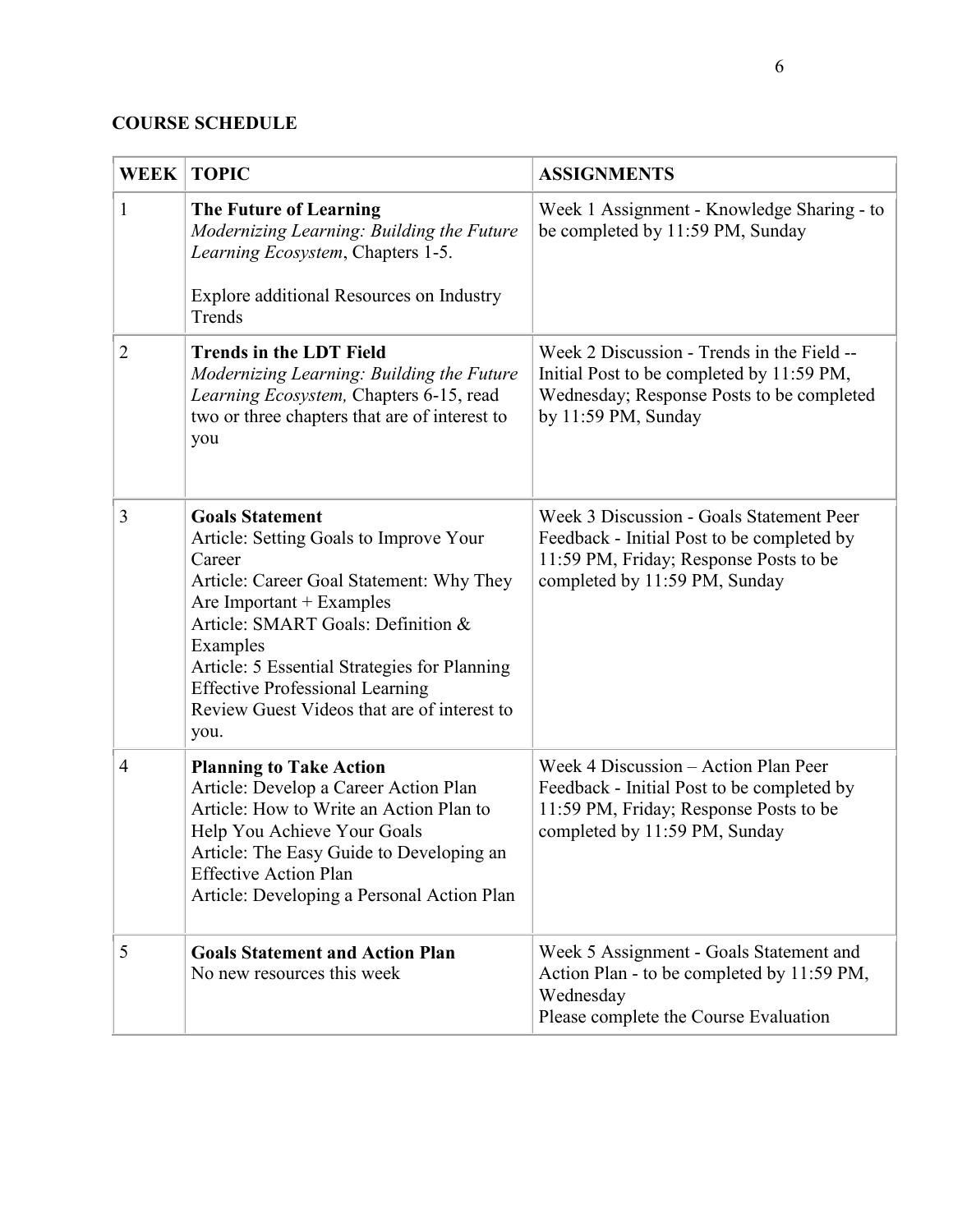**COURSE SCHEDULE**

| WEEK | TOPIC | ASSIGNMENTS |
|---|---|---|
| 1 | **The Future of Learning**<br>*Modernizing Learning: Building the Future Learning Ecosystem*, Chapters 1-5.<br><br>Explore additional Resources on Industry Trends | Week 1 Assignment - Knowledge Sharing - to be completed by 11:59 PM, Sunday |
| 2 | **Trends in the LDT Field**<br>*Modernizing Learning: Building the Future Learning Ecosystem,* Chapters 6-15, read two or three chapters that are of interest to you | Week 2 Discussion - Trends in the Field -- Initial Post to be completed by 11:59 PM, Wednesday; Response Posts to be completed by 11:59 PM, Sunday |
| 3 | **Goals Statement**<br>Article: Setting Goals to Improve Your Career<br>Article: Career Goal Statement: Why They Are Important + Examples<br>Article: SMART Goals: Definition & Examples<br>Article: 5 Essential Strategies for Planning Effective Professional Learning<br>Review Guest Videos that are of interest to you. | Week 3 Discussion - Goals Statement Peer Feedback - Initial Post to be completed by 11:59 PM, Friday; Response Posts to be completed by 11:59 PM, Sunday |
| 4 | **Planning to Take Action**<br>Article: Develop a Career Action Plan<br>Article: How to Write an Action Plan to Help You Achieve Your Goals<br>Article: The Easy Guide to Developing an Effective Action Plan<br>Article: Developing a Personal Action Plan | Week 4 Discussion – Action Plan Peer Feedback - Initial Post to be completed by 11:59 PM, Friday; Response Posts to be completed by 11:59 PM, Sunday |
| 5 | **Goals Statement and Action Plan**<br>No new resources this week | Week 5 Assignment - Goals Statement and Action Plan - to be completed by 11:59 PM, Wednesday<br>Please complete the Course Evaluation |